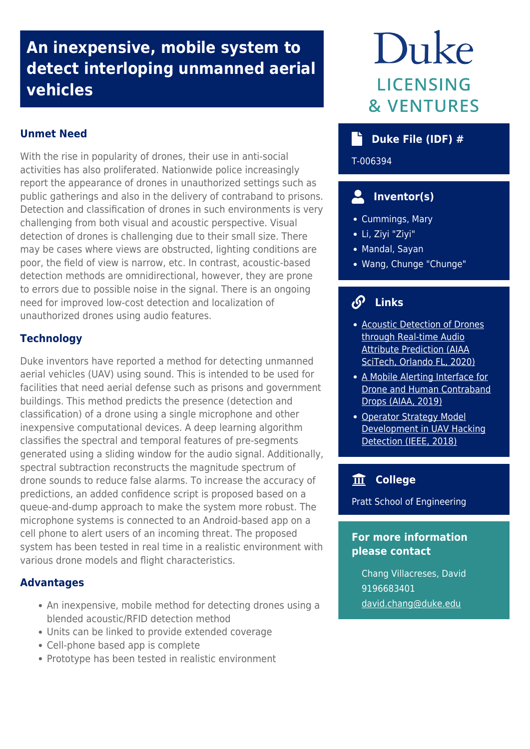# An inexpensive, mobile system to detect interloping unmanned aerial vehicles

Duke LICENSING & VENTURES

## Unmet Need

With the rise in popularity of drones, their use in anti-social activities has also proliferated. Nationwide police increasingly report the appearance of drones in unauthorized settings such as public gatherings and also in the delivery of contraband to prisons. Detection and classification of drones in such environments is very challenging from both visual and acoustic perspective. Visual detection of drones is challenging due to their small size. There may be cases where views are obstructed, lighting conditions are poor, the field of view is narrow, etc. In contrast, acoustic-based detection methods are omnidirectional, however, they are prone to errors due to possible noise in the signal. There is an ongoing need for improved low-cost detection and localization of unauthorized drones using audio features.

## Technology

Duke inventors have reported a method for detecting unmanned aerial vehicles (UAV) using sound. This is intended to be used for facilities that need aerial defense such as prisons and government buildings. This method predicts the presence (detection and classification) of a drone using a single microphone and other inexpensive computational devices. A deep learning algorithm classifies the spectral and temporal features of pre-segments generated using a sliding window for the audio signal. Additionally, spectral subtraction reconstructs the magnitude spectrum of drone sounds to reduce false alarms. To increase the accuracy of predictions, an added confidence script is proposed based on a queue-and-dump approach to make the system more robust. The microphone systems is connected to an Android-based app on a cell phone to alert users of an incoming threat. The proposed system has been tested in real time in a realistic environment with various drone models and flight characteristics.

## Advantages

- An inexpensive, mobile method for detecting drones using a blended acoustic/RFID detection method
- Units can be linked to provide extended coverage
- Cell-phone based app is complete
- Prototype has been tested in realistic environment

## Duke File (IDF) #

T-006394

## Inventor(s)

- Cummings, Mary
- Li, Ziyi "Ziyi"
- Mandal, Sayan
- Wang, Chunge "Chunge"

## Links

- Acoustic Detection of Drones through Real-time Audio Attribute Prediction (AIAA SciTech, Orlando FL, 2020)
- A Mobile Alerting Interface for Drone and Human Contraband Drops (AIAA, 2019)
- Operator Strategy Model Development in UAV Hacking Detection (IEEE, 2018)

## College

Pratt School of Engineering

## For more information please contact

Chang Villacreses, David
9196683401
david.chang@duke.edu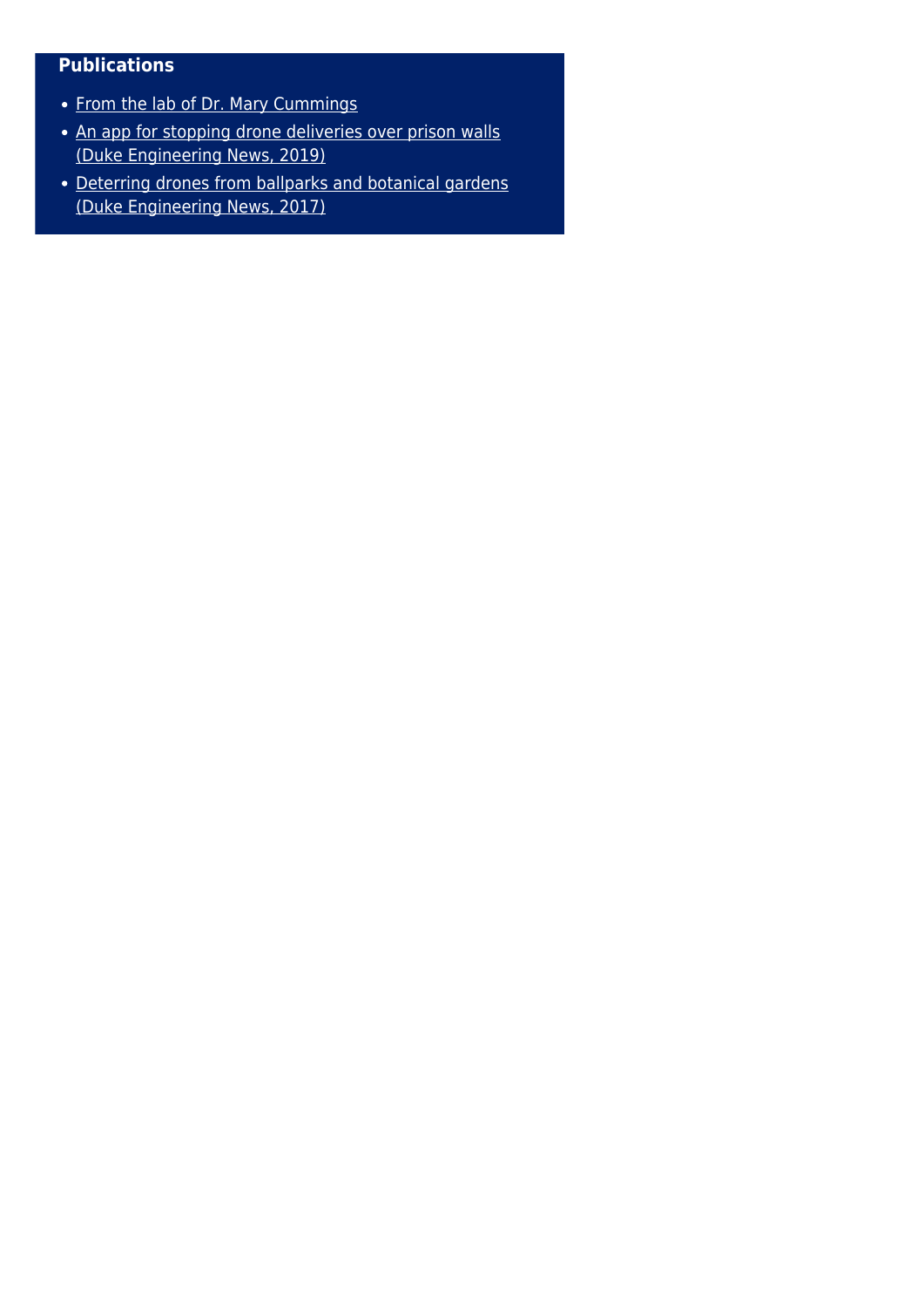## Publications

- From the lab of Dr. Mary Cummings
- An app for stopping drone deliveries over prison walls (Duke Engineering News, 2019)
- Deterring drones from ballparks and botanical gardens (Duke Engineering News, 2017)